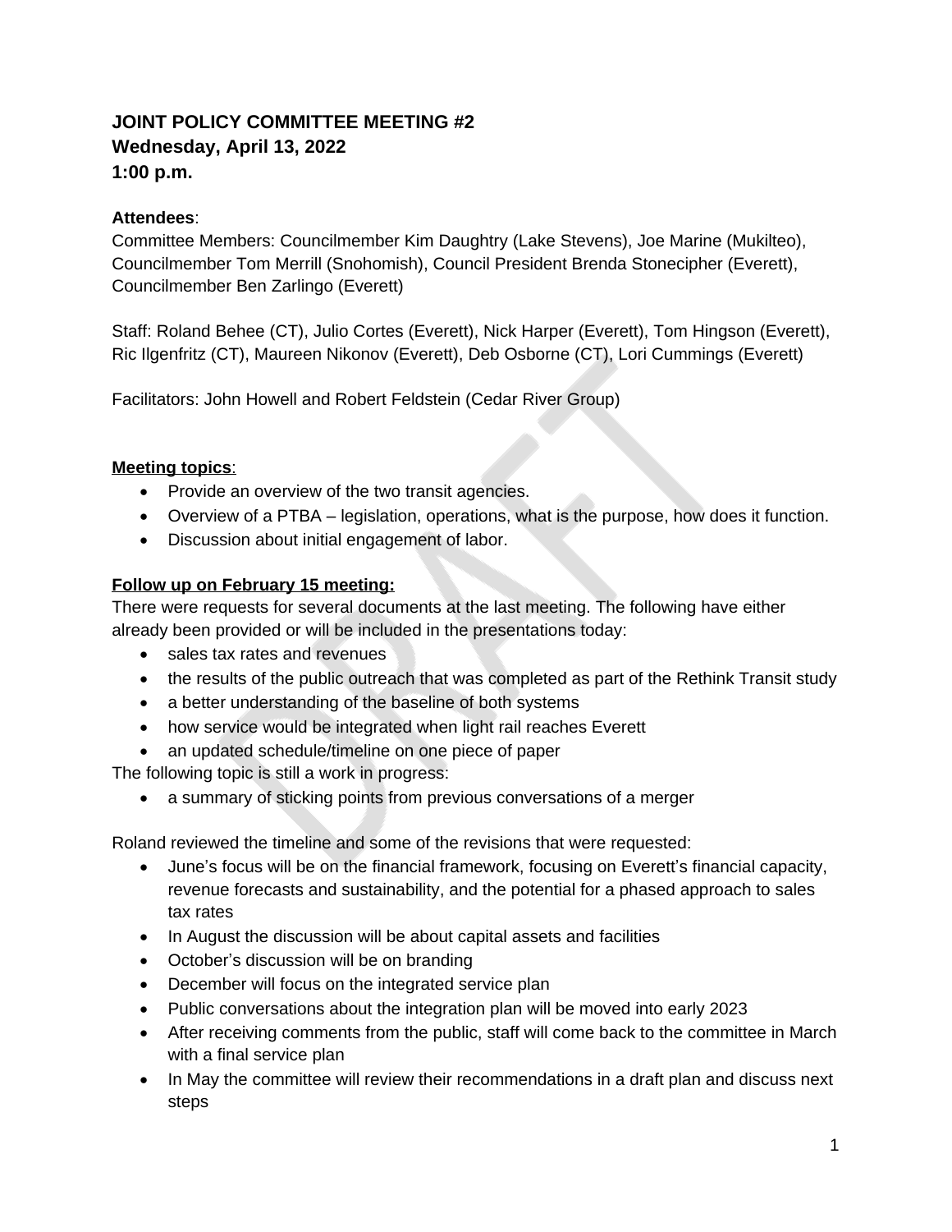# JOINT POLICY COMMITTEE MEETING #2
**Wednesday, April 13, 2022**
**1:00 p.m.**

**Attendees**:
Committee Members: Councilmember Kim Daughtry (Lake Stevens), Joe Marine (Mukilteo), Councilmember Tom Merrill (Snohomish), Council President Brenda Stonecipher (Everett), Councilmember Ben Zarlingo (Everett)

Staff: Roland Behee (CT), Julio Cortes (Everett), Nick Harper (Everett), Tom Hingson (Everett), Ric Ilgenfritz (CT), Maureen Nikonov (Everett), Deb Osborne (CT), Lori Cummings (Everett)

Facilitators: John Howell and Robert Feldstein (Cedar River Group)

**Meeting topics**:

- Provide an overview of the two transit agencies.
- Overview of a PTBA – legislation, operations, what is the purpose, how does it function.
- Discussion about initial engagement of labor.

**Follow up on February 15 meeting:**
There were requests for several documents at the last meeting. The following have either already been provided or will be included in the presentations today:

- sales tax rates and revenues
- the results of the public outreach that was completed as part of the Rethink Transit study
- a better understanding of the baseline of both systems
- how service would be integrated when light rail reaches Everett
- an updated schedule/timeline on one piece of paper

The following topic is still a work in progress:

- a summary of sticking points from previous conversations of a merger

Roland reviewed the timeline and some of the revisions that were requested:

- June's focus will be on the financial framework, focusing on Everett's financial capacity, revenue forecasts and sustainability, and the potential for a phased approach to sales tax rates
- In August the discussion will be about capital assets and facilities
- October's discussion will be on branding
- December will focus on the integrated service plan
- Public conversations about the integration plan will be moved into early 2023
- After receiving comments from the public, staff will come back to the committee in March with a final service plan
- In May the committee will review their recommendations in a draft plan and discuss next steps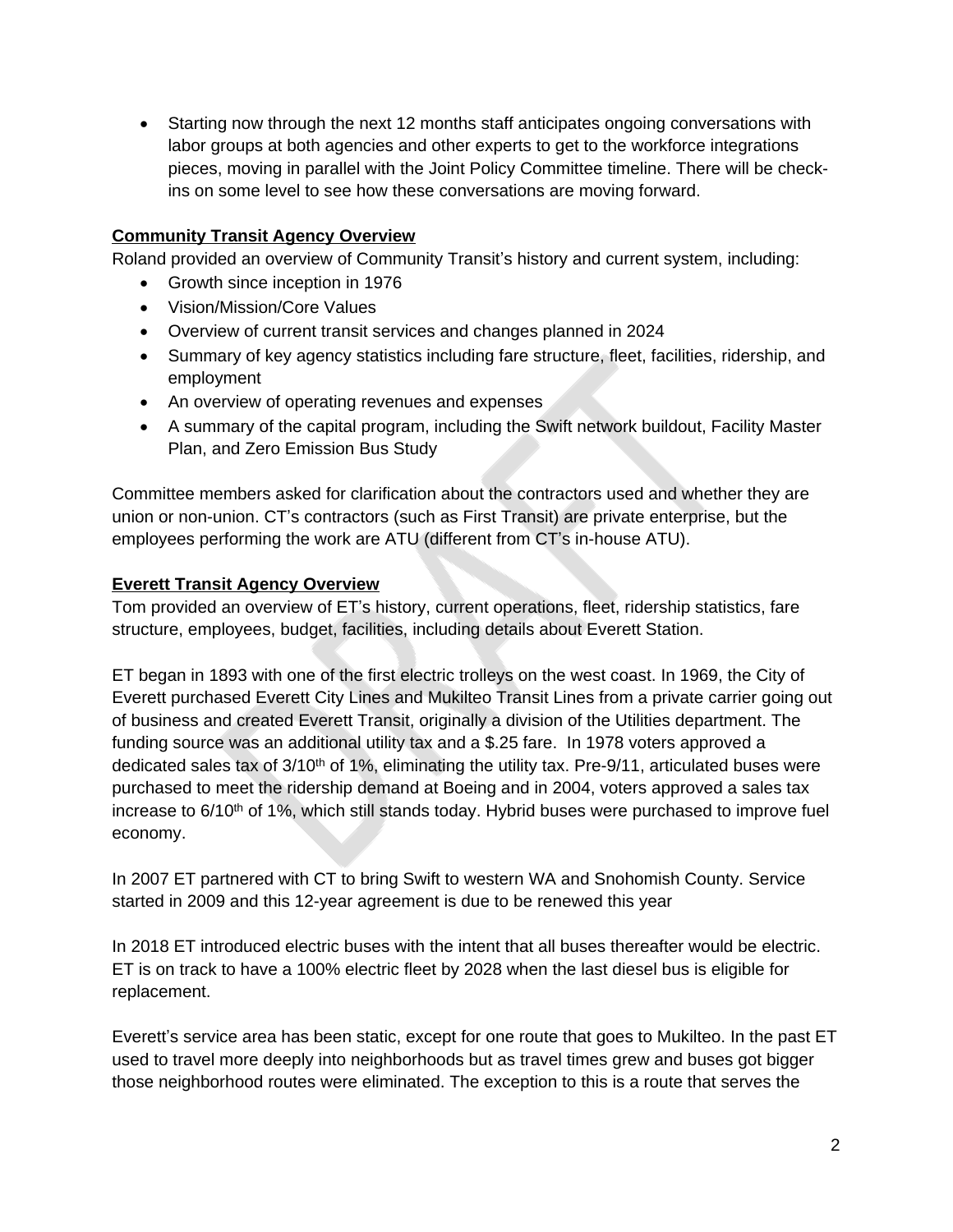- Starting now through the next 12 months staff anticipates ongoing conversations with labor groups at both agencies and other experts to get to the workforce integrations pieces, moving in parallel with the Joint Policy Committee timeline. There will be check-ins on some level to see how these conversations are moving forward.

**Community Transit Agency Overview**

Roland provided an overview of Community Transit's history and current system, including:

- Growth since inception in 1976
- Vision/Mission/Core Values
- Overview of current transit services and changes planned in 2024
- Summary of key agency statistics including fare structure, fleet, facilities, ridership, and employment
- An overview of operating revenues and expenses
- A summary of the capital program, including the Swift network buildout, Facility Master Plan, and Zero Emission Bus Study

Committee members asked for clarification about the contractors used and whether they are union or non-union. CT's contractors (such as First Transit) are private enterprise, but the employees performing the work are ATU (different from CT's in-house ATU).

**Everett Transit Agency Overview**

Tom provided an overview of ET's history, current operations, fleet, ridership statistics, fare structure, employees, budget, facilities, including details about Everett Station.

ET began in 1893 with one of the first electric trolleys on the west coast. In 1969, the City of Everett purchased Everett City Lines and Mukilteo Transit Lines from a private carrier going out of business and created Everett Transit, originally a division of the Utilities department. The funding source was an additional utility tax and a $.25 fare. In 1978 voters approved a dedicated sales tax of 3/10th of 1%, eliminating the utility tax. Pre-9/11, articulated buses were purchased to meet the ridership demand at Boeing and in 2004, voters approved a sales tax increase to 6/10th of 1%, which still stands today. Hybrid buses were purchased to improve fuel economy.

In 2007 ET partnered with CT to bring Swift to western WA and Snohomish County. Service started in 2009 and this 12-year agreement is due to be renewed this year

In 2018 ET introduced electric buses with the intent that all buses thereafter would be electric. ET is on track to have a 100% electric fleet by 2028 when the last diesel bus is eligible for replacement.

Everett's service area has been static, except for one route that goes to Mukilteo. In the past ET used to travel more deeply into neighborhoods but as travel times grew and buses got bigger those neighborhood routes were eliminated. The exception to this is a route that serves the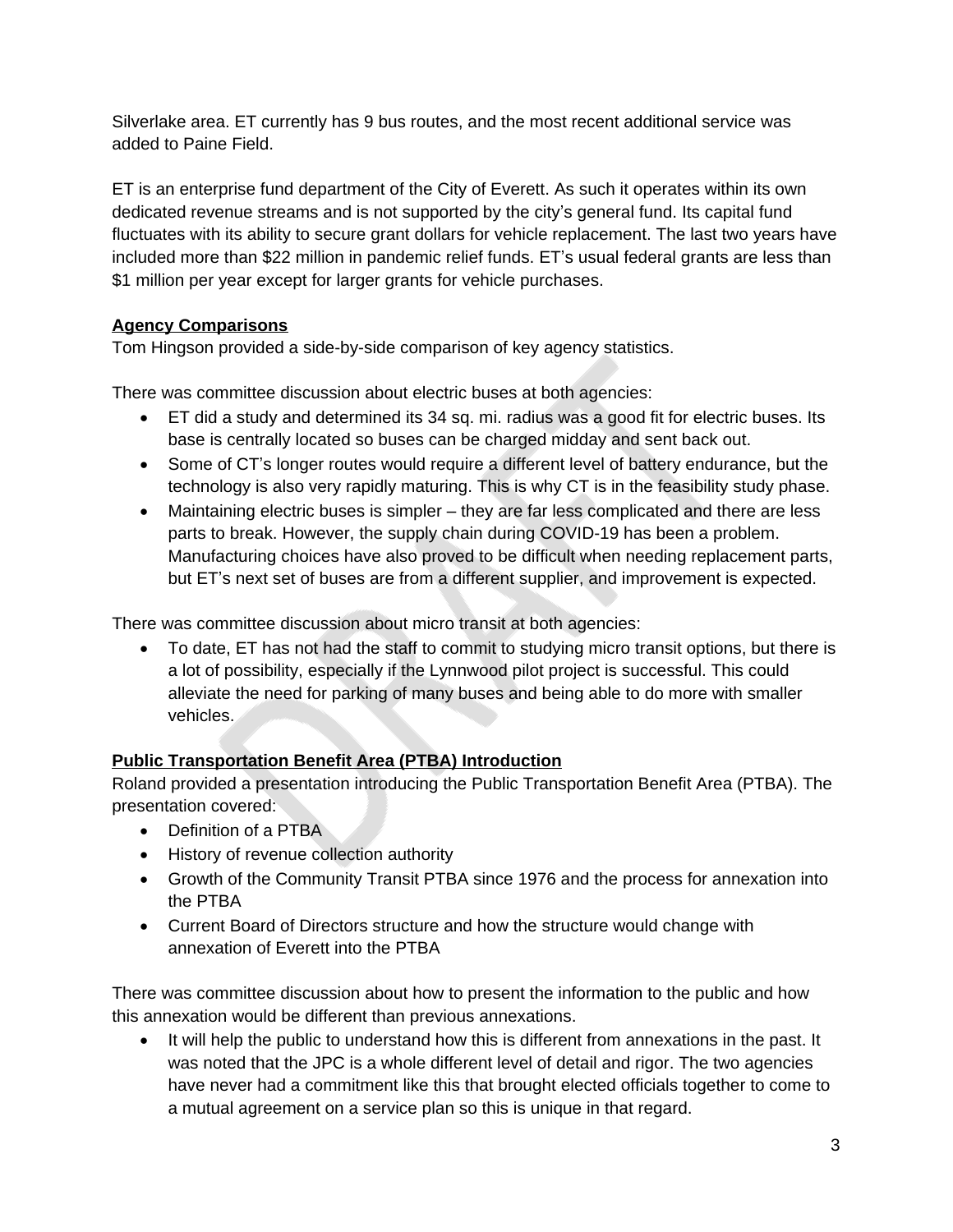Silverlake area. ET currently has 9 bus routes, and the most recent additional service was added to Paine Field.

ET is an enterprise fund department of the City of Everett. As such it operates within its own dedicated revenue streams and is not supported by the city's general fund. Its capital fund fluctuates with its ability to secure grant dollars for vehicle replacement. The last two years have included more than $22 million in pandemic relief funds. ET's usual federal grants are less than $1 million per year except for larger grants for vehicle purchases.

**Agency Comparisons**

Tom Hingson provided a side-by-side comparison of key agency statistics.

There was committee discussion about electric buses at both agencies:

- ET did a study and determined its 34 sq. mi. radius was a good fit for electric buses. Its base is centrally located so buses can be charged midday and sent back out.
- Some of CT's longer routes would require a different level of battery endurance, but the technology is also very rapidly maturing. This is why CT is in the feasibility study phase.
- Maintaining electric buses is simpler – they are far less complicated and there are less parts to break. However, the supply chain during COVID-19 has been a problem. Manufacturing choices have also proved to be difficult when needing replacement parts, but ET's next set of buses are from a different supplier, and improvement is expected.

There was committee discussion about micro transit at both agencies:

- To date, ET has not had the staff to commit to studying micro transit options, but there is a lot of possibility, especially if the Lynnwood pilot project is successful. This could alleviate the need for parking of many buses and being able to do more with smaller vehicles.

**Public Transportation Benefit Area (PTBA) Introduction**

Roland provided a presentation introducing the Public Transportation Benefit Area (PTBA). The presentation covered:

- Definition of a PTBA
- History of revenue collection authority
- Growth of the Community Transit PTBA since 1976 and the process for annexation into the PTBA
- Current Board of Directors structure and how the structure would change with annexation of Everett into the PTBA

There was committee discussion about how to present the information to the public and how this annexation would be different than previous annexations.

- It will help the public to understand how this is different from annexations in the past. It was noted that the JPC is a whole different level of detail and rigor. The two agencies have never had a commitment like this that brought elected officials together to come to a mutual agreement on a service plan so this is unique in that regard.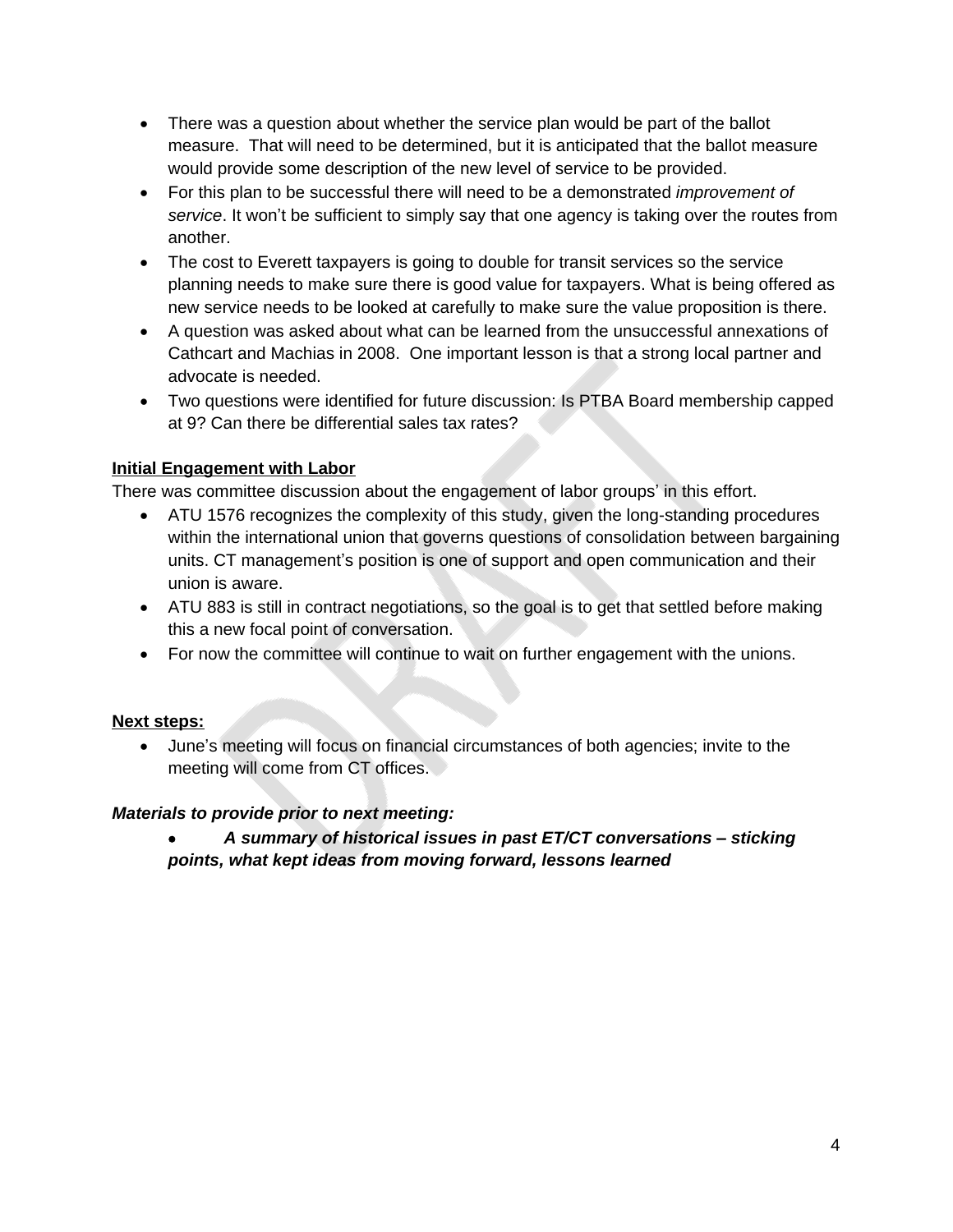- There was a question about whether the service plan would be part of the ballot measure. That will need to be determined, but it is anticipated that the ballot measure would provide some description of the new level of service to be provided.
- For this plan to be successful there will need to be a demonstrated *improvement of service*. It won't be sufficient to simply say that one agency is taking over the routes from another.
- The cost to Everett taxpayers is going to double for transit services so the service planning needs to make sure there is good value for taxpayers. What is being offered as new service needs to be looked at carefully to make sure the value proposition is there.
- A question was asked about what can be learned from the unsuccessful annexations of Cathcart and Machias in 2008. One important lesson is that a strong local partner and advocate is needed.
- Two questions were identified for future discussion: Is PTBA Board membership capped at 9? Can there be differential sales tax rates?

**Initial Engagement with Labor**

There was committee discussion about the engagement of labor groups' in this effort.

- ATU 1576 recognizes the complexity of this study, given the long-standing procedures within the international union that governs questions of consolidation between bargaining units. CT management's position is one of support and open communication and their union is aware.
- ATU 883 is still in contract negotiations, so the goal is to get that settled before making this a new focal point of conversation.
- For now the committee will continue to wait on further engagement with the unions.

**Next steps:**

- June's meeting will focus on financial circumstances of both agencies; invite to the meeting will come from CT offices.

***Materials to provide prior to next meeting:***

- ***A summary of historical issues in past ET/CT conversations – sticking points, what kept ideas from moving forward, lessons learned***